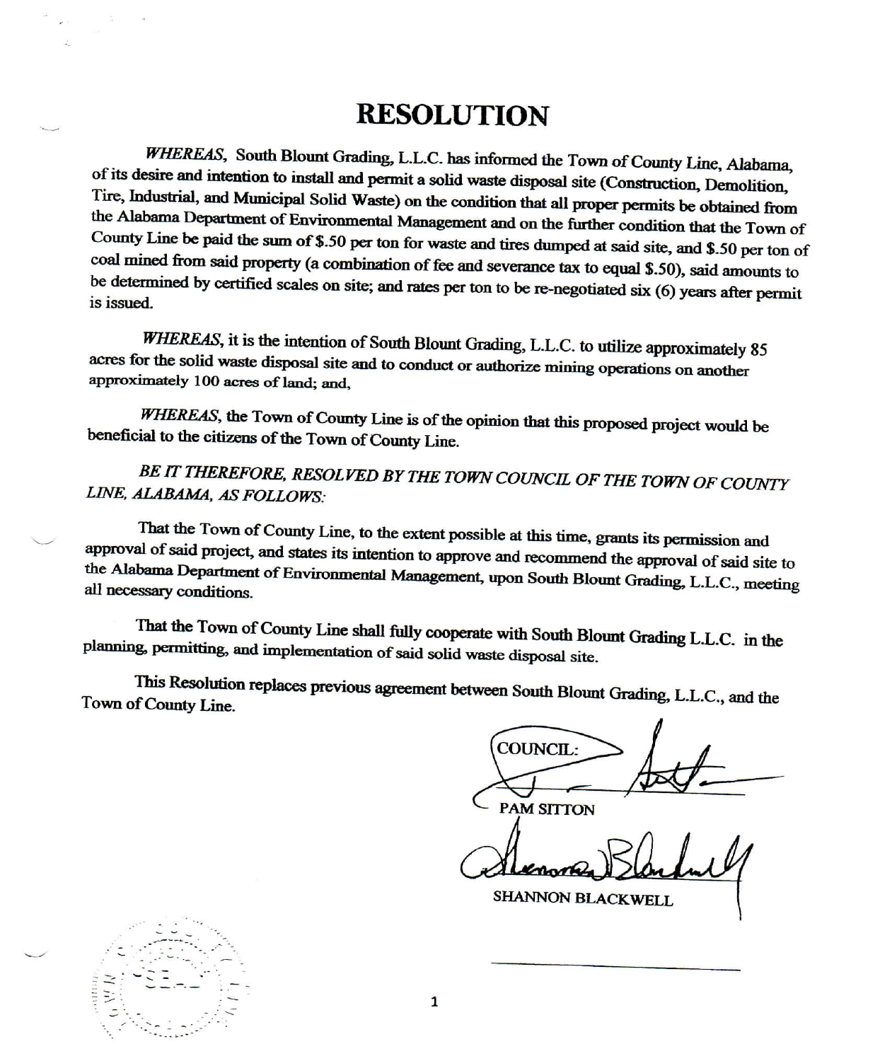# RESOLUTION

*WHEREAS,* South Blount Grading, L.L.C. has informed the Town of County Line, Alabama, of its desire and intention to install and permit a solid waste disposal site (Construction, Demolition, Tire, Industrial, and Municipal Solid Waste) on the condition that all proper permits be obtained from the Alabama Department of Environmental Management and on the further condition that the Town of County Line be paid the sum of $.50 per ton for waste and tires dumped at said site, and $.50 per ton of coal mined from said property (a combination of fee and severance tax to equal $.50), said amounts to be determined by certified scales on site; and rates per ton to be re-negotiated six (6) years after permit is issued.

*WHEREAS,* it is the intention of South Blount Grading, L.L.C. to utilize approximately 85 acres for the solid waste disposal site and to conduct or authorize mining operations on another approximately 100 acres of land; and,

*WHEREAS,* the Town of County Line is of the opinion that this proposed project would be beneficial to the citizens of the Town of County Line.

*BE IT THEREFORE, RESOLVED BY THE TOWN COUNCIL OF THE TOWN OF COUNTY LINE, ALABAMA, AS FOLLOWS:*

That the Town of County Line, to the extent possible at this time, grants its permission and approval of said project, and states its intention to approve and recommend the approval of said site to the Alabama Department of Environmental Management, upon South Blount Grading, L.L.C., meeting all necessary conditions.

That the Town of County Line shall fully cooperate with South Blount Grading L.L.C. in the planning, permitting, and implementation of said solid waste disposal site.

This Resolution replaces previous agreement between South Blount Grading, L.L.C., and the Town of County Line.

COUNCIL:

PAM SITTON

SHANNON BLACKWELL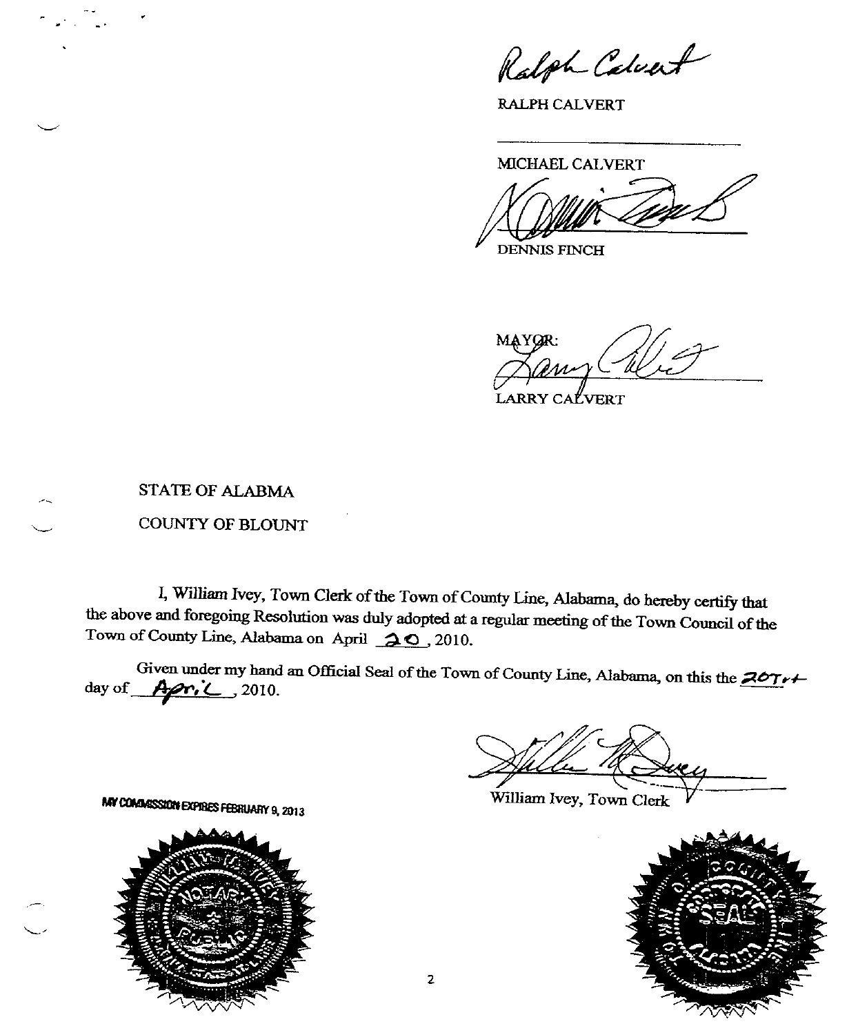Ralph Calvert

RALPH CALVERT

______________________

MICHAEL CALVERT

DENNIS FINCH

MAYOR:

LARRY CALVERT

STATE OF ALABMA

COUNTY OF BLOUNT

I, William Ivey, Town Clerk of the Town of County Line, Alabama, do hereby certify that the above and foregoing Resolution was duly adopted at a regular meeting of the Town Council of the Town of County Line, Alabama on April 20, 2010.

Given under my hand an Official Seal of the Town of County Line, Alabama, on this the 20th day of April, 2010.

William Ivey, Town Clerk

MY COMMISSION EXPIRES FEBRUARY 9, 2013